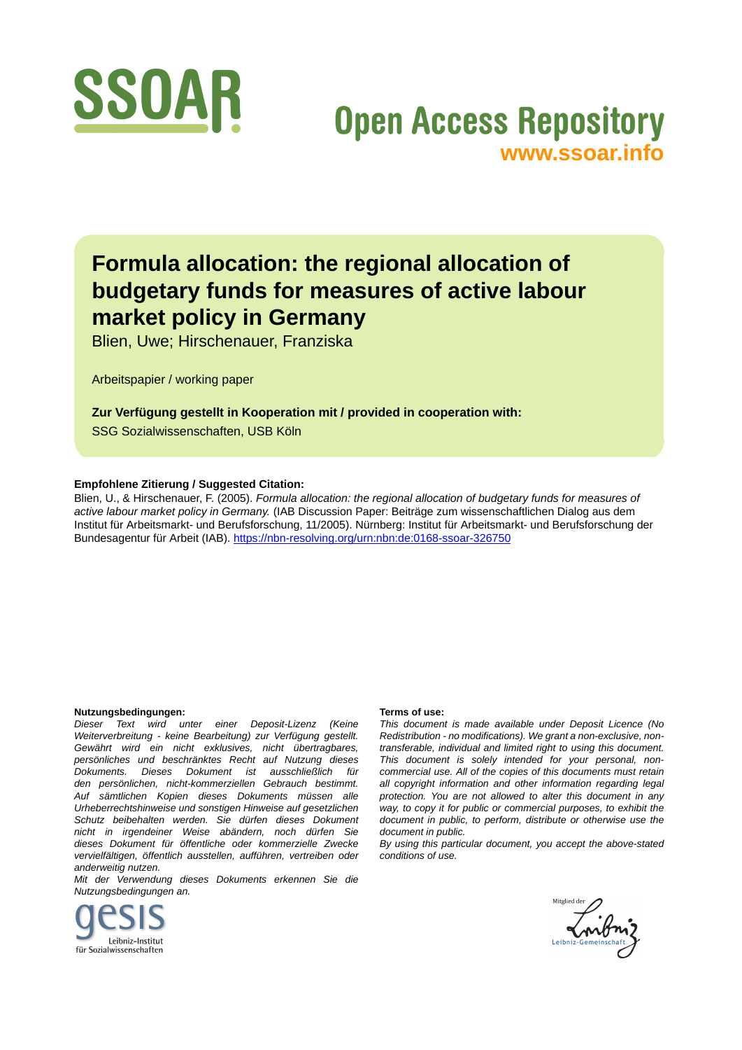SSOAR

Open Access Repository
www.ssoar.info

# Formula allocation: the regional allocation of budgetary funds for measures of active labour market policy in Germany

Blien, Uwe; Hirschenauer, Franziska

Arbeitspapier / working paper

**Zur Verfügung gestellt in Kooperation mit / provided in cooperation with:**
SSG Sozialwissenschaften, USB Köln

**Empfohlene Zitierung / Suggested Citation:**
Blien, U., & Hirschenauer, F. (2005). *Formula allocation: the regional allocation of budgetary funds for measures of active labour market policy in Germany.* (IAB Discussion Paper: Beiträge zum wissenschaftlichen Dialog aus dem Institut für Arbeitsmarkt- und Berufsforschung, 11/2005). Nürnberg: Institut für Arbeitsmarkt- und Berufsforschung der Bundesagentur für Arbeit (IAB). https://nbn-resolving.org/urn:nbn:de:0168-ssoar-326750

**Nutzungsbedingungen:**
*Dieser Text wird unter einer Deposit-Lizenz (Keine Weiterverbreitung - keine Bearbeitung) zur Verfügung gestellt. Gewährt wird ein nicht exklusives, nicht übertragbares, persönliches und beschränktes Recht auf Nutzung dieses Dokuments. Dieses Dokument ist ausschließlich für den persönlichen, nicht-kommerziellen Gebrauch bestimmt. Auf sämtlichen Kopien dieses Dokuments müssen alle Urheberrechtshinweise und sonstigen Hinweise auf gesetzlichen Schutz beibehalten werden. Sie dürfen dieses Dokument nicht in irgendeiner Weise abändern, noch dürfen Sie dieses Dokument für öffentliche oder kommerzielle Zwecke vervielfältigen, öffentlich ausstellen, aufführen, vertreiben oder anderweitig nutzen.*
*Mit der Verwendung dieses Dokuments erkennen Sie die Nutzungsbedingungen an.*

**Terms of use:**
*This document is made available under Deposit Licence (No Redistribution - no modifications). We grant a non-exclusive, non-transferable, individual and limited right to using this document. This document is solely intended for your personal, non-commercial use. All of the copies of this documents must retain all copyright information and other information regarding legal protection. You are not allowed to alter this document in any way, to copy it for public or commercial purposes, to exhibit the document in public, to perform, distribute or otherwise use the document in public.*
*By using this particular document, you accept the above-stated conditions of use.*

gesis Leibniz-Institut für Sozialwissenschaften

Mitglied der Leibniz-Gemeinschaft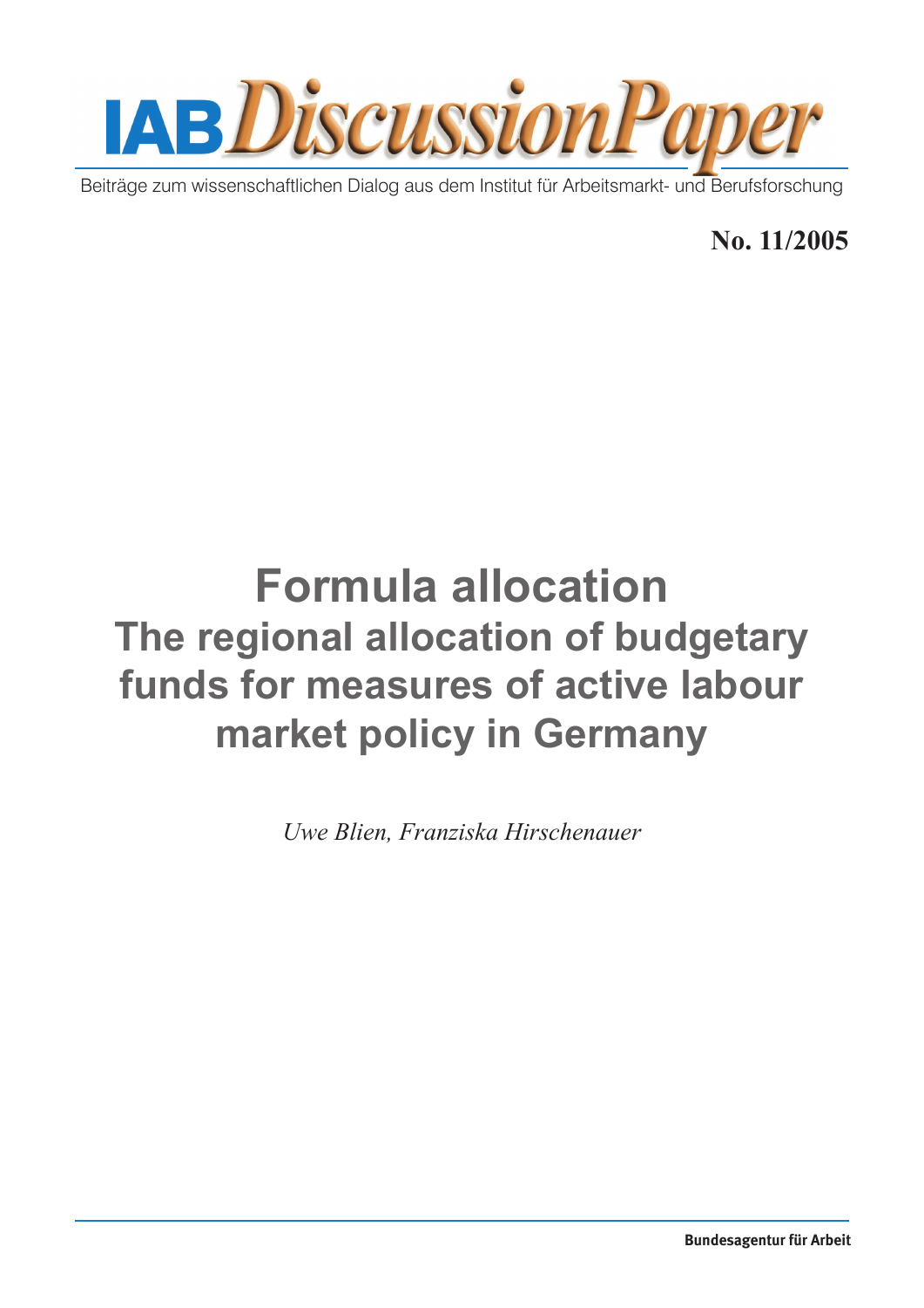# IAB Discussion Paper

Beiträge zum wissenschaftlichen Dialog aus dem Institut für Arbeitsmarkt- und Berufsforschung

**No. 11/2005**

# Formula allocation

## The regional allocation of budgetary funds for measures of active labour market policy in Germany

*Uwe Blien, Franziska Hirschenauer*

**Bundesagentur für Arbeit**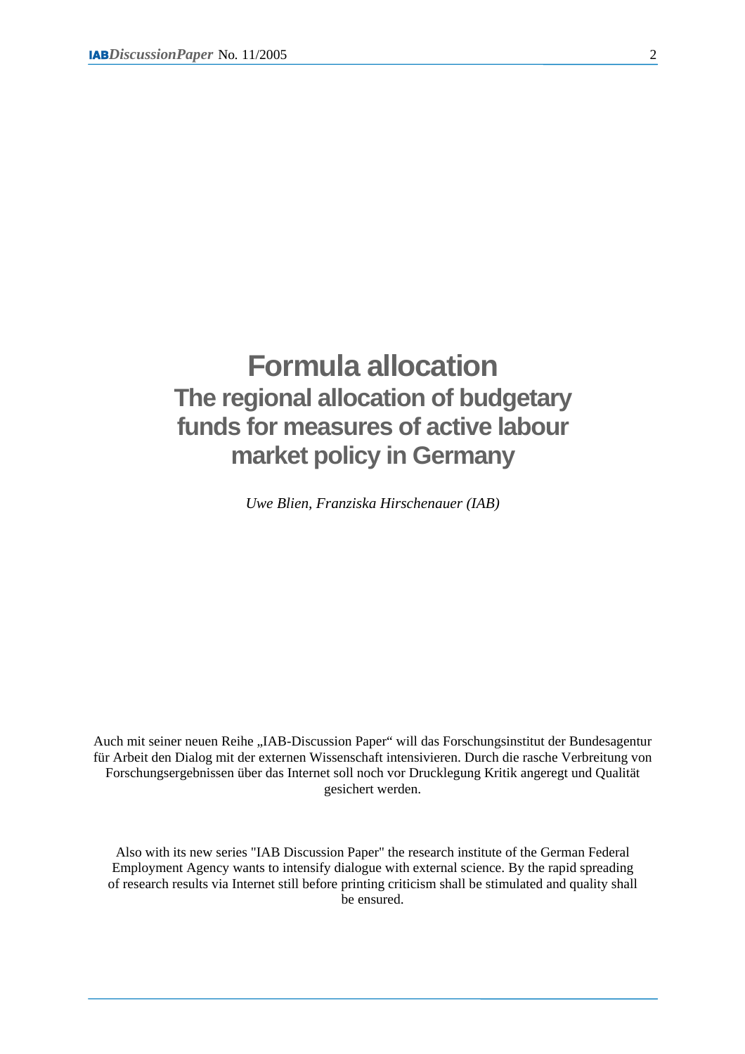# Formula allocation

## The regional allocation of budgetary funds for measures of active labour market policy in Germany

*Uwe Blien, Franziska Hirschenauer (IAB)*

Auch mit seiner neuen Reihe „IAB-Discussion Paper" will das Forschungsinstitut der Bundesagentur für Arbeit den Dialog mit der externen Wissenschaft intensivieren. Durch die rasche Verbreitung von Forschungsergebnissen über das Internet soll noch vor Drucklegung Kritik angeregt und Qualität gesichert werden.

Also with its new series "IAB Discussion Paper" the research institute of the German Federal Employment Agency wants to intensify dialogue with external science. By the rapid spreading of research results via Internet still before printing criticism shall be stimulated and quality shall be ensured.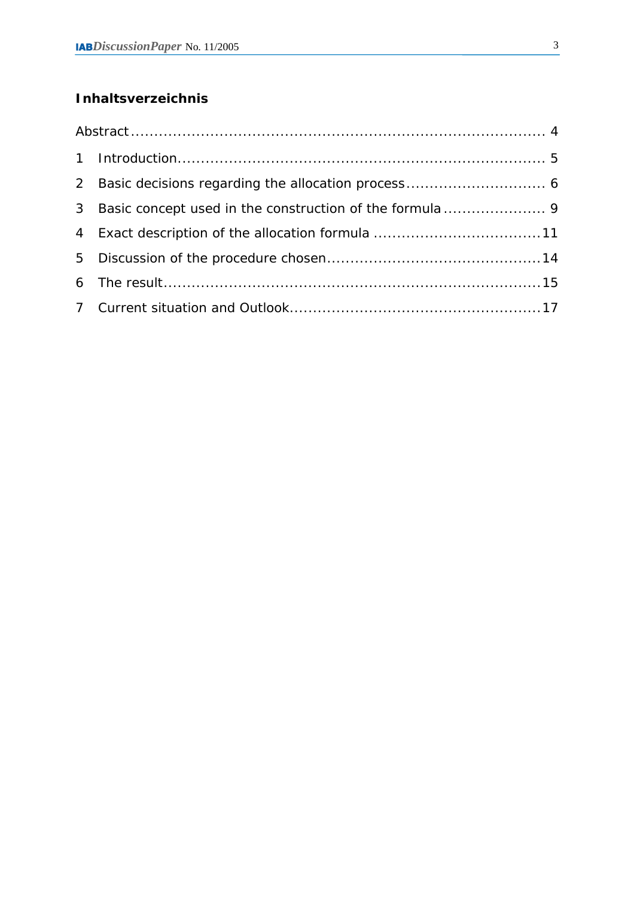## Inhaltsverzeichnis

Abstract ........................................................................................ 4

1 Introduction............................................................................. 5

2 Basic decisions regarding the allocation process ............................. 6

3 Basic concept used in the construction of the formula ...................... 9

4 Exact description of the allocation formula ...................................11

5 Discussion of the procedure chosen.............................................14

6 The result................................................................................15

7 Current situation and Outlook.....................................................17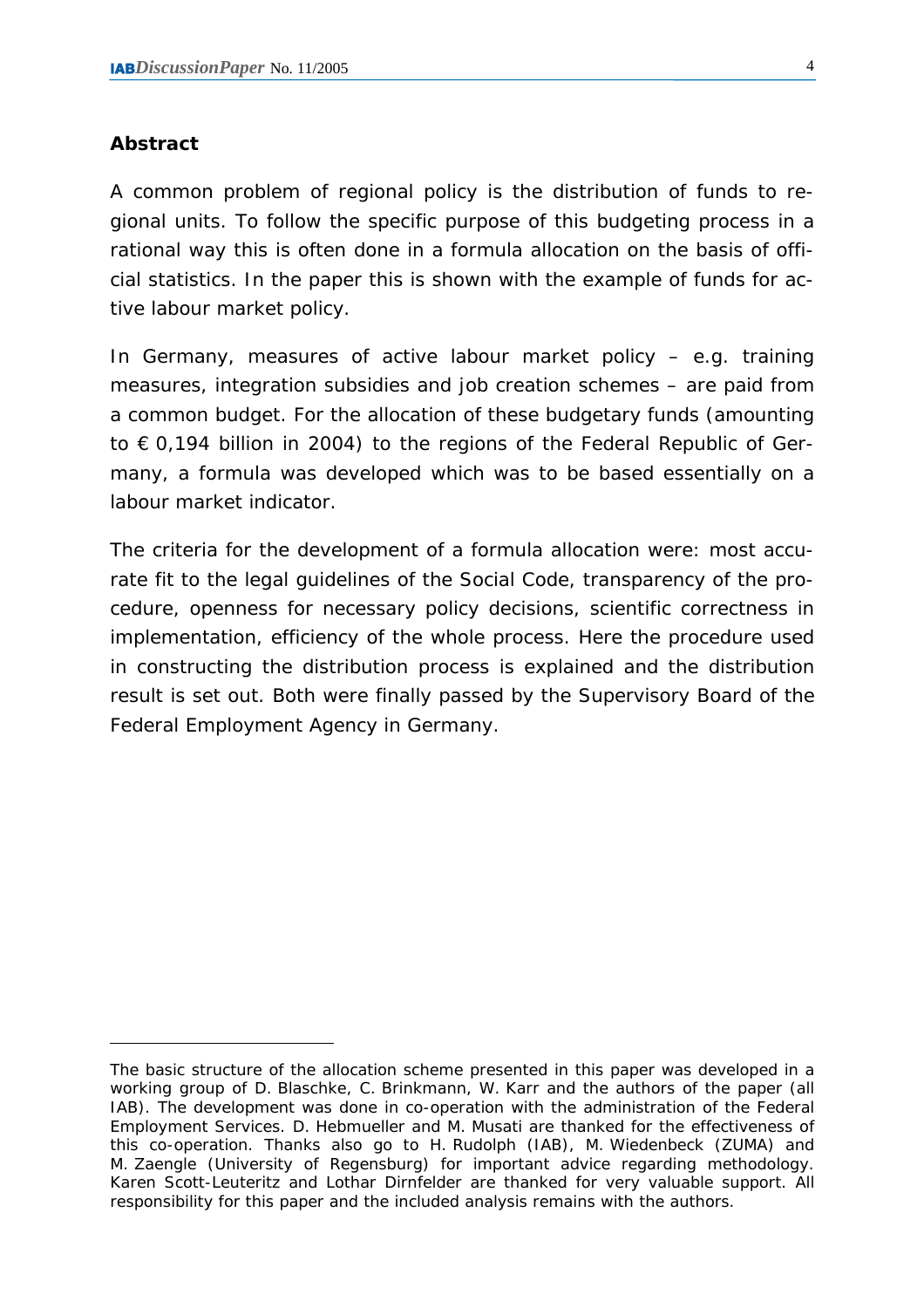## Abstract

A common problem of regional policy is the distribution of funds to regional units. To follow the specific purpose of this budgeting process in a rational way this is often done in a formula allocation on the basis of official statistics. In the paper this is shown with the example of funds for active labour market policy.

In Germany, measures of active labour market policy – e.g. training measures, integration subsidies and job creation schemes – are paid from a common budget. For the allocation of these budgetary funds (amounting to € 0,194 billion in 2004) to the regions of the Federal Republic of Germany, a formula was developed which was to be based essentially on a labour market indicator.

The criteria for the development of a formula allocation were: most accurate fit to the legal guidelines of the Social Code, transparency of the procedure, openness for necessary policy decisions, scientific correctness in implementation, efficiency of the whole process. Here the procedure used in constructing the distribution process is explained and the distribution result is set out. Both were finally passed by the Supervisory Board of the Federal Employment Agency in Germany.

---

The basic structure of the allocation scheme presented in this paper was developed in a working group of D. Blaschke, C. Brinkmann, W. Karr and the authors of the paper (all IAB). The development was done in co-operation with the administration of the Federal Employment Services. D. Hebmueller and M. Musati are thanked for the effectiveness of this co-operation. Thanks also go to H. Rudolph (IAB), M. Wiedenbeck (ZUMA) and M. Zaengle (University of Regensburg) for important advice regarding methodology. Karen Scott-Leuteritz and Lothar Dirnfelder are thanked for very valuable support. All responsibility for this paper and the included analysis remains with the authors.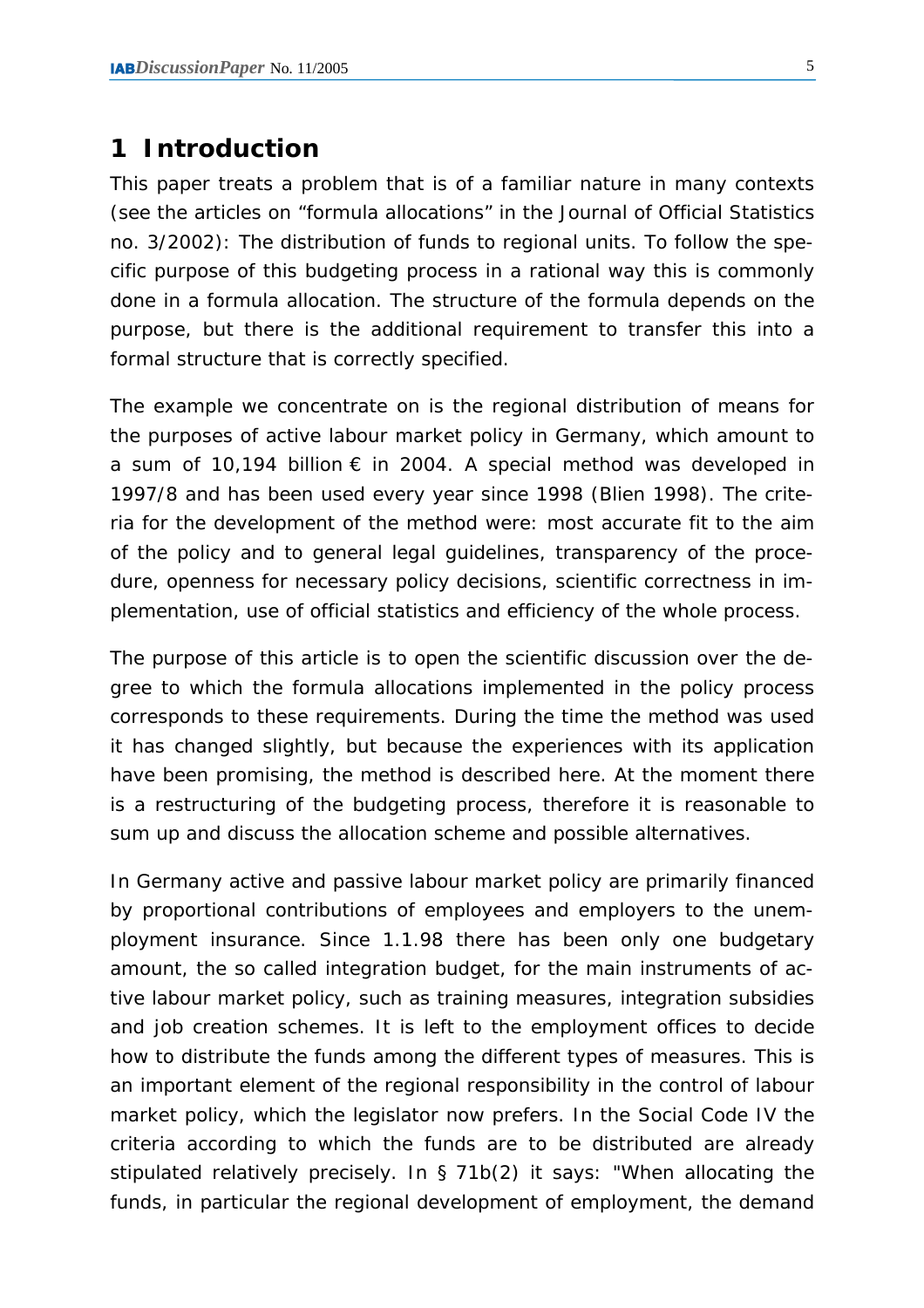# 1 Introduction

This paper treats a problem that is of a familiar nature in many contexts (see the articles on "formula allocations" in the Journal of Official Statistics no. 3/2002): The distribution of funds to regional units. To follow the specific purpose of this budgeting process in a rational way this is commonly done in a formula allocation. The structure of the formula depends on the purpose, but there is the additional requirement to transfer this into a formal structure that is correctly specified.

The example we concentrate on is the regional distribution of means for the purposes of active labour market policy in Germany, which amount to a sum of 10,194 billion € in 2004. A special method was developed in 1997/8 and has been used every year since 1998 (Blien 1998). The criteria for the development of the method were: most accurate fit to the aim of the policy and to general legal guidelines, transparency of the procedure, openness for necessary policy decisions, scientific correctness in implementation, use of official statistics and efficiency of the whole process.

The purpose of this article is to open the scientific discussion over the degree to which the formula allocations implemented in the policy process corresponds to these requirements. During the time the method was used it has changed slightly, but because the experiences with its application have been promising, the method is described here. At the moment there is a restructuring of the budgeting process, therefore it is reasonable to sum up and discuss the allocation scheme and possible alternatives.

In Germany active and passive labour market policy are primarily financed by proportional contributions of employees and employers to the unemployment insurance. Since 1.1.98 there has been only one budgetary amount, the so called integration budget, for the main instruments of active labour market policy, such as training measures, integration subsidies and job creation schemes. It is left to the employment offices to decide how to distribute the funds among the different types of measures. This is an important element of the regional responsibility in the control of labour market policy, which the legislator now prefers. In the Social Code IV the criteria according to which the funds are to be distributed are already stipulated relatively precisely. In § 71b(2) it says: "When allocating the funds, in particular the regional development of employment, the demand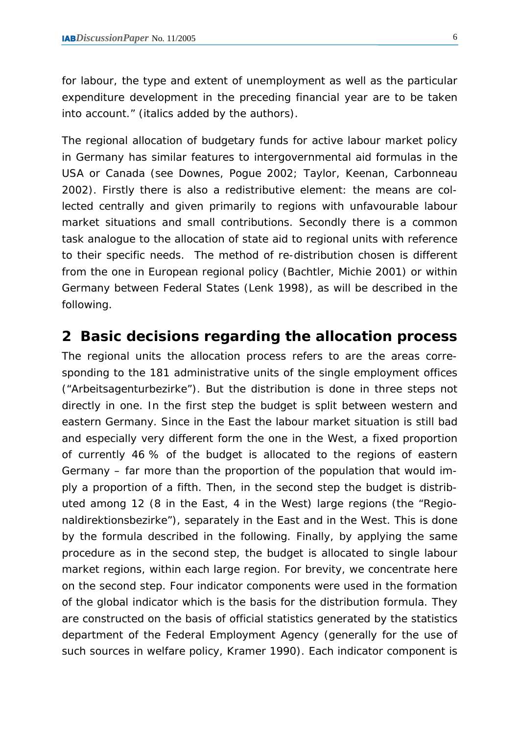for labour, the type and extent of unemployment as well as the particular expenditure development in the preceding financial year are to be taken into account." (italics added by the authors).

The regional allocation of budgetary funds for active labour market policy in Germany has similar features to intergovernmental aid formulas in the USA or Canada (see Downes, Pogue 2002; Taylor, Keenan, Carbonneau 2002). Firstly there is also a redistributive element: the means are collected centrally and given primarily to regions with unfavourable labour market situations and small contributions. Secondly there is a common task analogue to the allocation of state aid to regional units with reference to their specific needs. The method of re-distribution chosen is different from the one in European regional policy (Bachtler, Michie 2001) or within Germany between Federal States (Lenk 1998), as will be described in the following.

## 2 Basic decisions regarding the allocation process

The regional units the allocation process refers to are the areas corresponding to the 181 administrative units of the single employment offices ("Arbeitsagenturbezirke"). But the distribution is done in three steps not directly in one. In the first step the budget is split between western and eastern Germany. Since in the East the labour market situation is still bad and especially very different form the one in the West, a fixed proportion of currently 46 % of the budget is allocated to the regions of eastern Germany – far more than the proportion of the population that would imply a proportion of a fifth. Then, in the second step the budget is distributed among 12 (8 in the East, 4 in the West) large regions (the "Regionaldirektionsbezirke"), separately in the East and in the West. This is done by the formula described in the following. Finally, by applying the same procedure as in the second step, the budget is allocated to single labour market regions, within each large region. For brevity, we concentrate here on the second step. Four indicator components were used in the formation of the global indicator which is the basis for the distribution formula. They are constructed on the basis of official statistics generated by the statistics department of the Federal Employment Agency (generally for the use of such sources in welfare policy, Kramer 1990). Each indicator component is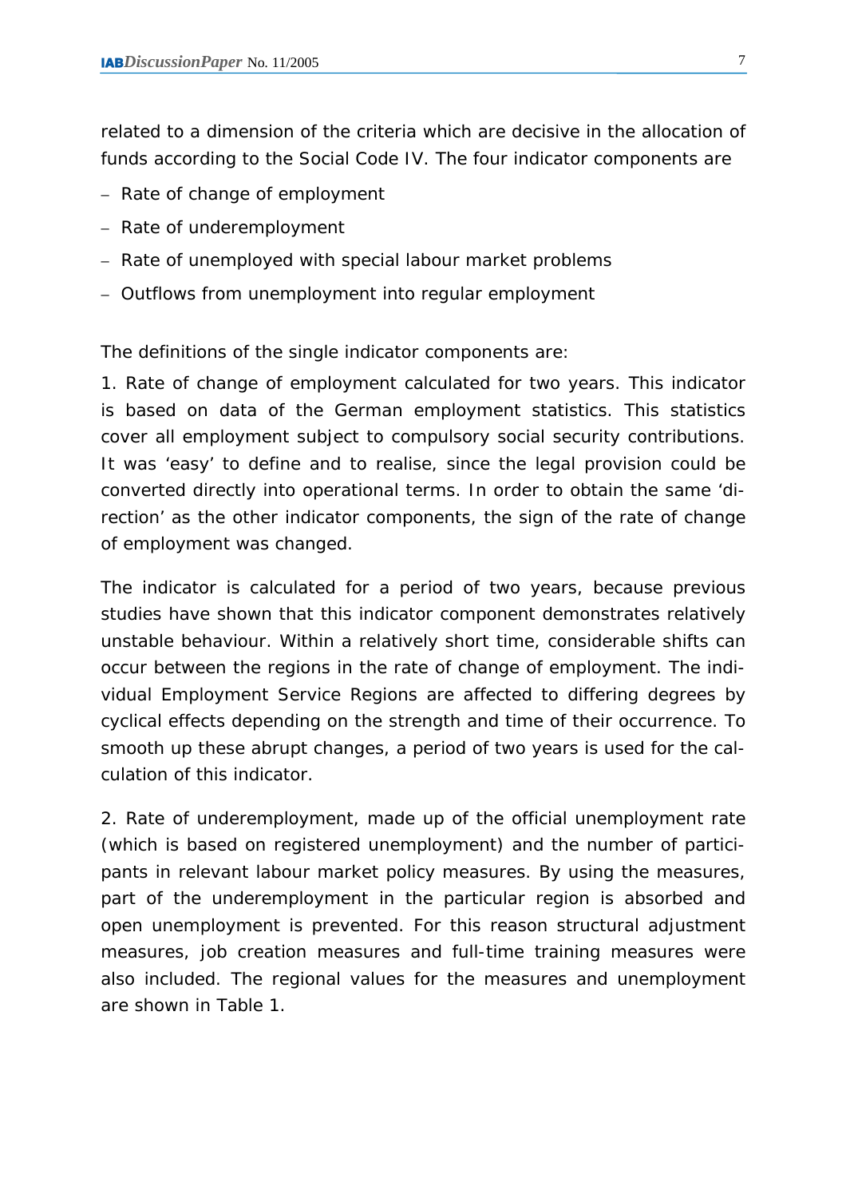related to a dimension of the criteria which are decisive in the allocation of funds according to the Social Code IV. The four indicator components are

- Rate of change of employment
- Rate of underemployment
- Rate of unemployed with special labour market problems
- Outflows from unemployment into regular employment

The definitions of the single indicator components are:

1. Rate of change of employment calculated for two years. This indicator is based on data of the German employment statistics. This statistics cover all employment subject to compulsory social security contributions. It was 'easy' to define and to realise, since the legal provision could be converted directly into operational terms. In order to obtain the same 'direction' as the other indicator components, the sign of the rate of change of employment was changed.

The indicator is calculated for a period of two years, because previous studies have shown that this indicator component demonstrates relatively unstable behaviour. Within a relatively short time, considerable shifts can occur between the regions in the rate of change of employment. The individual Employment Service Regions are affected to differing degrees by cyclical effects depending on the strength and time of their occurrence. To smooth up these abrupt changes, a period of two years is used for the calculation of this indicator.

2. Rate of underemployment, made up of the official unemployment rate (which is based on registered unemployment) and the number of participants in relevant labour market policy measures. By using the measures, part of the underemployment in the particular region is absorbed and open unemployment is prevented. For this reason structural adjustment measures, job creation measures and full-time training measures were also included. The regional values for the measures and unemployment are shown in Table 1.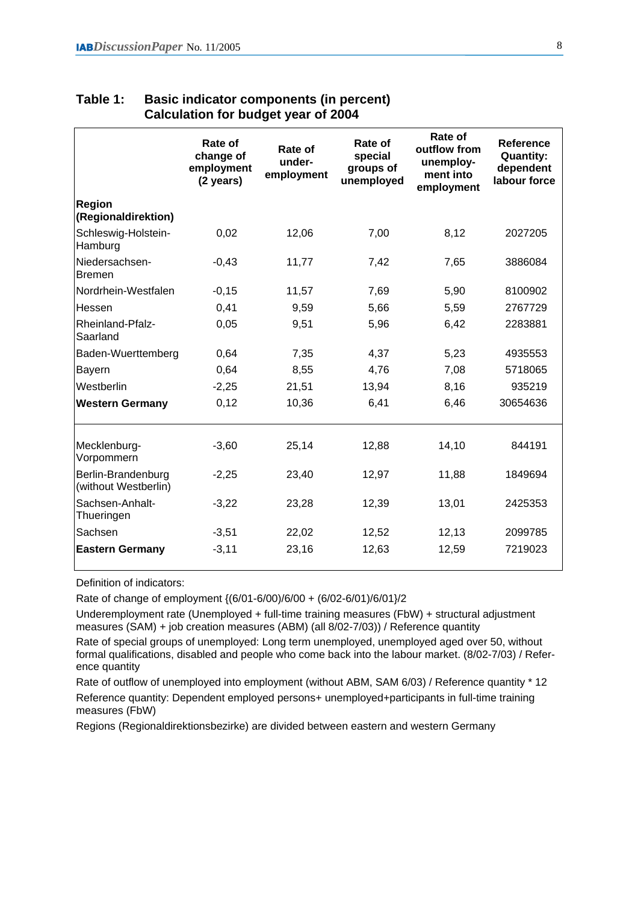**Table 1: Basic indicator components (in percent) Calculation for budget year of 2004**

| | Rate of change of employment (2 years) | Rate of under-employment | Rate of special groups of unemployed | Rate of outflow from unemploy-ment into employment | Reference Quantity: dependent labour force |
|---|---|---|---|---|---|
| **Region (Regionaldirektion)** | | | | | |
| Schleswig-Holstein-Hamburg | 0,02 | 12,06 | 7,00 | 8,12 | 2027205 |
| Niedersachsen-Bremen | -0,43 | 11,77 | 7,42 | 7,65 | 3886084 |
| Nordrhein-Westfalen | -0,15 | 11,57 | 7,69 | 5,90 | 8100902 |
| Hessen | 0,41 | 9,59 | 5,66 | 5,59 | 2767729 |
| Rheinland-Pfalz-Saarland | 0,05 | 9,51 | 5,96 | 6,42 | 2283881 |
| Baden-Wuerttemberg | 0,64 | 7,35 | 4,37 | 5,23 | 4935553 |
| Bayern | 0,64 | 8,55 | 4,76 | 7,08 | 5718065 |
| Westberlin | -2,25 | 21,51 | 13,94 | 8,16 | 935219 |
| **Western Germany** | 0,12 | 10,36 | 6,41 | 6,46 | 30654636 |
| Mecklenburg-Vorpommern | -3,60 | 25,14 | 12,88 | 14,10 | 844191 |
| Berlin-Brandenburg (without Westberlin) | -2,25 | 23,40 | 12,97 | 11,88 | 1849694 |
| Sachsen-Anhalt-Thueringen | -3,22 | 23,28 | 12,39 | 13,01 | 2425353 |
| Sachsen | -3,51 | 22,02 | 12,52 | 12,13 | 2099785 |
| **Eastern Germany** | -3,11 | 23,16 | 12,63 | 12,59 | 7219023 |

Definition of indicators:

Rate of change of employment {(6/01-6/00)/6/00 + (6/02-6/01)/6/01}/2

Underemployment rate (Unemployed + full-time training measures (FbW) + structural adjustment measures (SAM) + job creation measures (ABM) (all 8/02-7/03)) / Reference quantity

Rate of special groups of unemployed: Long term unemployed, unemployed aged over 50, without formal qualifications, disabled and people who come back into the labour market. (8/02-7/03) / Reference quantity

Rate of outflow of unemployed into employment (without ABM, SAM 6/03) / Reference quantity * 12

Reference quantity: Dependent employed persons+ unemployed+participants in full-time training measures (FbW)

Regions (Regionaldirektionsbezirke) are divided between eastern and western Germany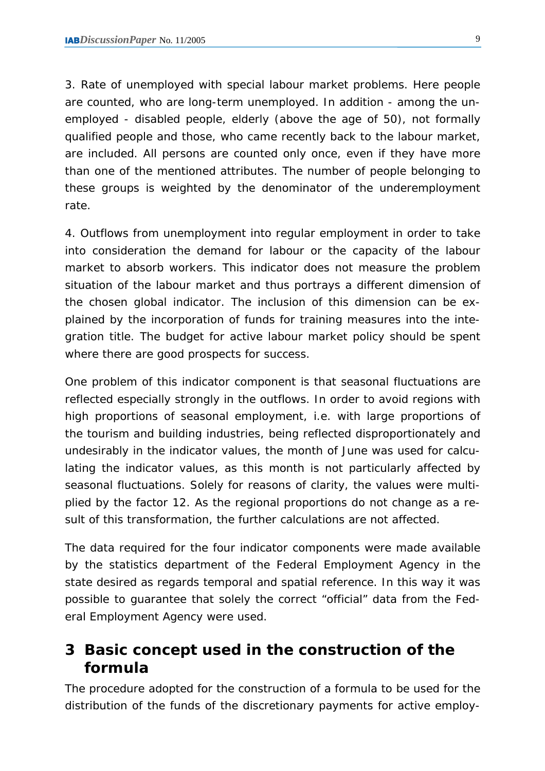3. Rate of unemployed with special labour market problems. Here people are counted, who are long-term unemployed. In addition - among the unemployed - disabled people, elderly (above the age of 50), not formally qualified people and those, who came recently back to the labour market, are included. All persons are counted only once, even if they have more than one of the mentioned attributes. The number of people belonging to these groups is weighted by the denominator of the underemployment rate.

4. Outflows from unemployment into regular employment in order to take into consideration the demand for labour or the capacity of the labour market to absorb workers. This indicator does not measure the problem situation of the labour market and thus portrays a different dimension of the chosen global indicator. The inclusion of this dimension can be explained by the incorporation of funds for training measures into the integration title. The budget for active labour market policy should be spent where there are good prospects for success.

One problem of this indicator component is that seasonal fluctuations are reflected especially strongly in the outflows. In order to avoid regions with high proportions of seasonal employment, i.e. with large proportions of the tourism and building industries, being reflected disproportionately and undesirably in the indicator values, the month of June was used for calculating the indicator values, as this month is not particularly affected by seasonal fluctuations. Solely for reasons of clarity, the values were multiplied by the factor 12. As the regional proportions do not change as a result of this transformation, the further calculations are not affected.

The data required for the four indicator components were made available by the statistics department of the Federal Employment Agency in the state desired as regards temporal and spatial reference. In this way it was possible to guarantee that solely the correct “official” data from the Federal Employment Agency were used.

# 3 Basic concept used in the construction of the formula

The procedure adopted for the construction of a formula to be used for the distribution of the funds of the discretionary payments for active employ-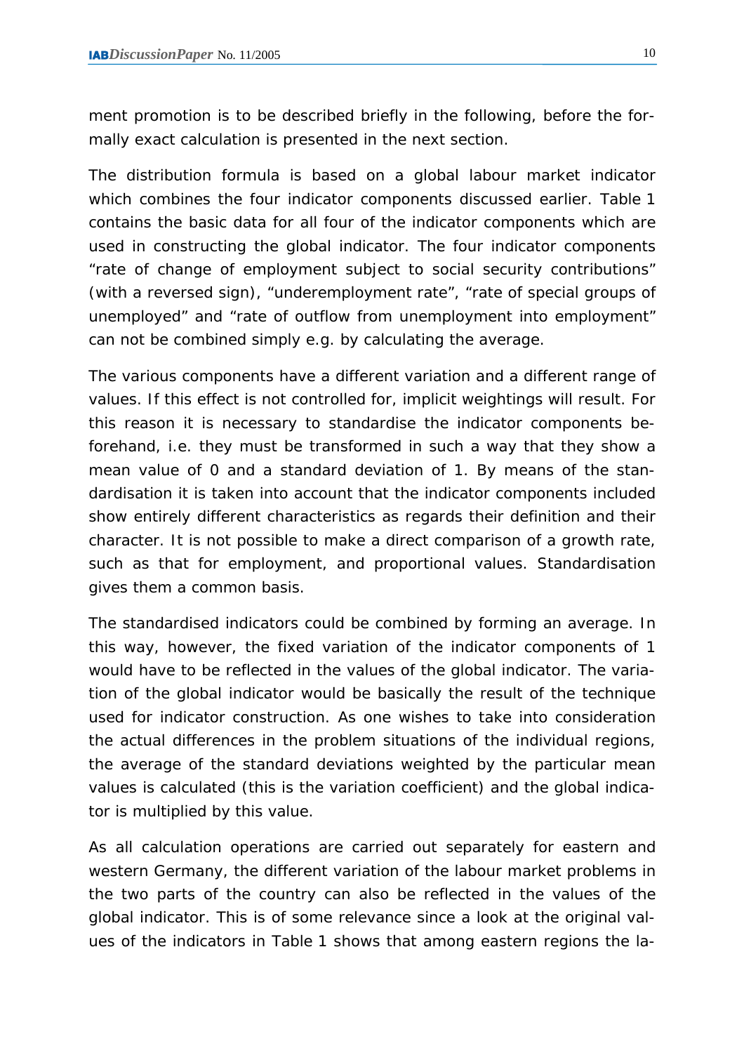ment promotion is to be described briefly in the following, before the formally exact calculation is presented in the next section.

The distribution formula is based on a global labour market indicator which combines the four indicator components discussed earlier. Table 1 contains the basic data for all four of the indicator components which are used in constructing the global indicator. The four indicator components "rate of change of employment subject to social security contributions" (with a reversed sign), "underemployment rate", "rate of special groups of unemployed" and "rate of outflow from unemployment into employment" can not be combined simply e.g. by calculating the average.

The various components have a different variation and a different range of values. If this effect is not controlled for, implicit weightings will result. For this reason it is necessary to standardise the indicator components beforehand, i.e. they must be transformed in such a way that they show a mean value of 0 and a standard deviation of 1. By means of the standardisation it is taken into account that the indicator components included show entirely different characteristics as regards their definition and their character. It is not possible to make a direct comparison of a growth rate, such as that for employment, and proportional values. Standardisation gives them a common basis.

The standardised indicators could be combined by forming an average. In this way, however, the fixed variation of the indicator components of 1 would have to be reflected in the values of the global indicator. The variation of the global indicator would be basically the result of the technique used for indicator construction. As one wishes to take into consideration the actual differences in the problem situations of the individual regions, the average of the standard deviations weighted by the particular mean values is calculated (this is the variation coefficient) and the global indicator is multiplied by this value.

As all calculation operations are carried out separately for eastern and western Germany, the different variation of the labour market problems in the two parts of the country can also be reflected in the values of the global indicator. This is of some relevance since a look at the original values of the indicators in Table 1 shows that among eastern regions the la-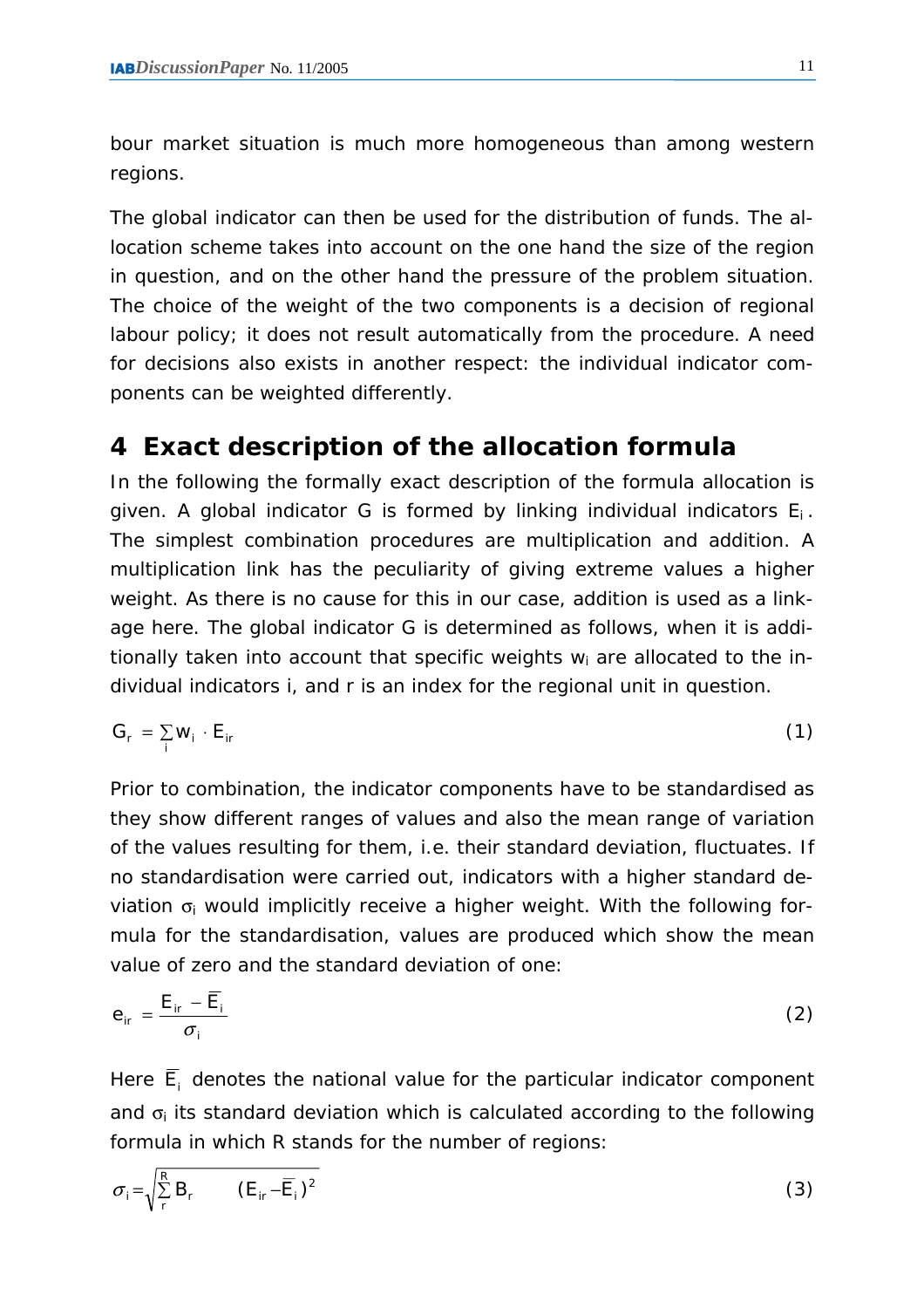bour market situation is much more homogeneous than among western regions.

The global indicator can then be used for the distribution of funds. The allocation scheme takes into account on the one hand the size of the region in question, and on the other hand the pressure of the problem situation. The choice of the weight of the two components is a decision of regional labour policy; it does not result automatically from the procedure. A need for decisions also exists in another respect: the individual indicator components can be weighted differently.

# 4 Exact description of the allocation formula

In the following the formally exact description of the formula allocation is given. A global indicator G is formed by linking individual indicators $E_i$. The simplest combination procedures are multiplication and addition. A multiplication link has the peculiarity of giving extreme values a higher weight. As there is no cause for this in our case, addition is used as a linkage here. The global indicator G is determined as follows, when it is additionally taken into account that specific weights $w_i$ are allocated to the individual indicators i, and r is an index for the regional unit in question.

$$G_r = \sum_i w_i \cdot E_{ir} \tag{1}$$

Prior to combination, the indicator components have to be standardised as they show different ranges of values and also the mean range of variation of the values resulting for them, i.e. their standard deviation, fluctuates. If no standardisation were carried out, indicators with a higher standard deviation $\sigma_i$ would implicitly receive a higher weight. With the following formula for the standardisation, values are produced which show the mean value of zero and the standard deviation of one:

$$e_{ir} = \frac{E_{ir} - \overline{E}_i}{\sigma_i} \tag{2}$$

Here $\overline{E}_i$ denotes the national value for the particular indicator component and $\sigma_i$ its standard deviation which is calculated according to the following formula in which R stands for the number of regions:

$$\sigma_i = \sqrt{\sum_r^R B_r \qquad (E_{ir} - \overline{E}_i)^2} \tag{3}$$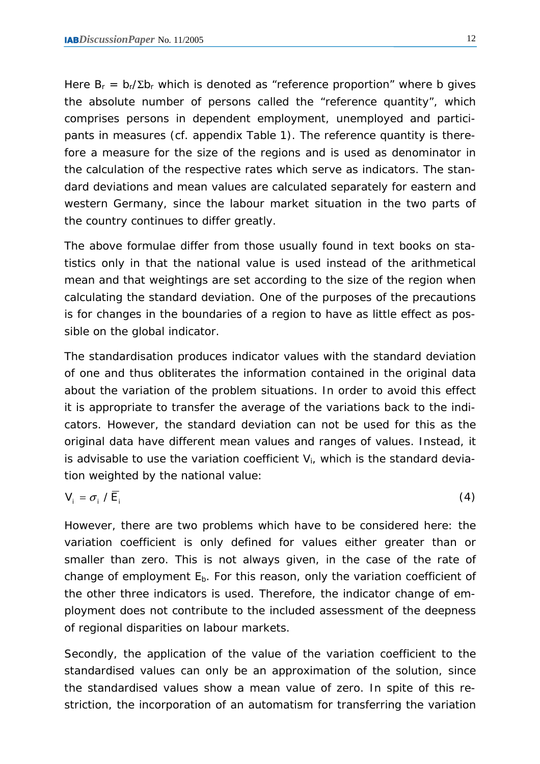Here $B_r = b_r/\Sigma b_r$ which is denoted as "reference proportion" where b gives the absolute number of persons called the "reference quantity", which comprises persons in dependent employment, unemployed and participants in measures (cf. appendix Table 1). The reference quantity is therefore a measure for the size of the regions and is used as denominator in the calculation of the respective rates which serve as indicators. The standard deviations and mean values are calculated separately for eastern and western Germany, since the labour market situation in the two parts of the country continues to differ greatly.

The above formulae differ from those usually found in text books on statistics only in that the national value is used instead of the arithmetical mean and that weightings are set according to the size of the region when calculating the standard deviation. One of the purposes of the precautions is for changes in the boundaries of a region to have as little effect as possible on the global indicator.

The standardisation produces indicator values with the standard deviation of one and thus obliterates the information contained in the original data about the variation of the problem situations. In order to avoid this effect it is appropriate to transfer the average of the variations back to the indicators. However, the standard deviation can not be used for this as the original data have different mean values and ranges of values. Instead, it is advisable to use the variation coefficient $V_i$, which is the standard deviation weighted by the national value:

$$V_i = \sigma_i \,/\, \overline{E}_i \tag{4}$$

However, there are two problems which have to be considered here: the variation coefficient is only defined for values either greater than or smaller than zero. This is not always given, in the case of the rate of change of employment $E_b$. For this reason, only the variation coefficient of the other three indicators is used. Therefore, the indicator change of employment does not contribute to the included assessment of the deepness of regional disparities on labour markets.

Secondly, the application of the value of the variation coefficient to the standardised values can only be an approximation of the solution, since the standardised values show a mean value of zero. In spite of this restriction, the incorporation of an automatism for transferring the variation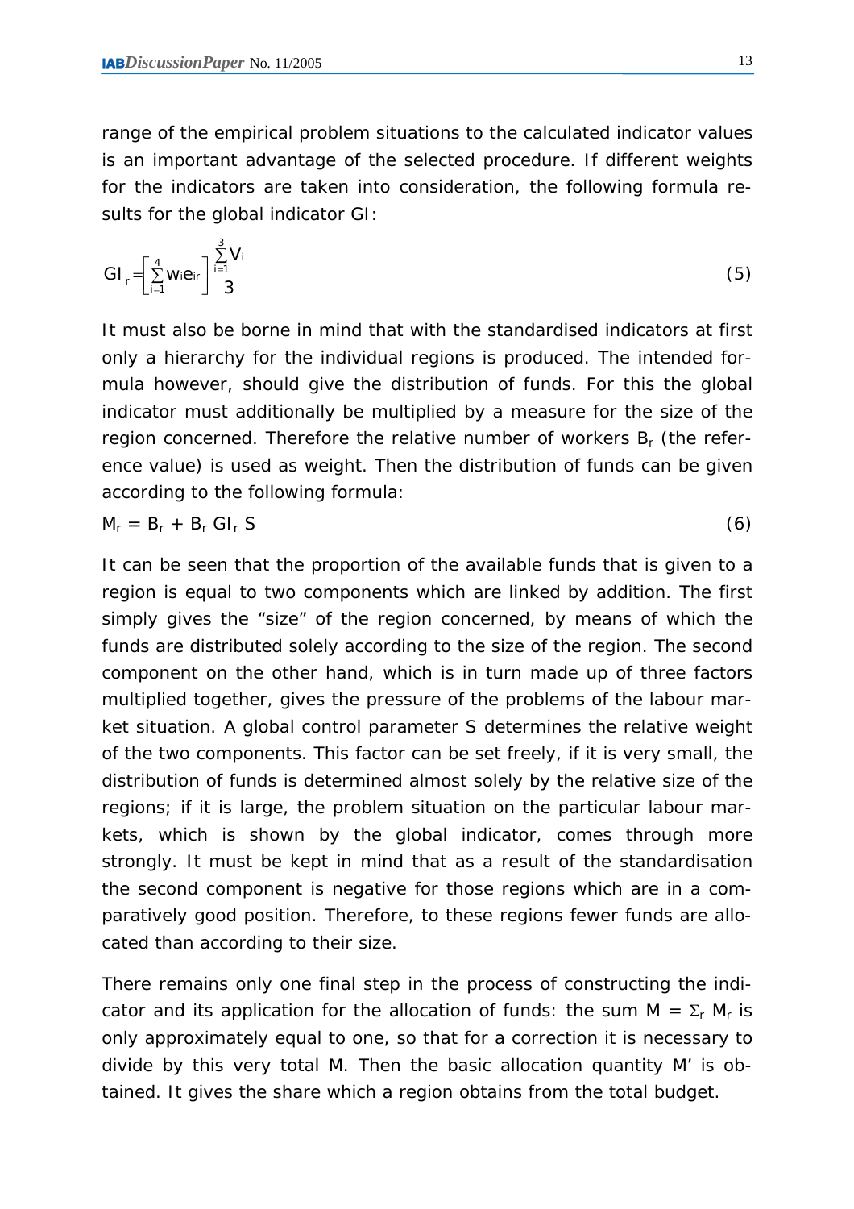range of the empirical problem situations to the calculated indicator values is an important advantage of the selected procedure. If different weights for the indicators are taken into consideration, the following formula results for the global indicator GI:

$$GI_r = \left[ \sum_{i=1}^{4} w_i e_{ir} \right]^{\frac{\sum_{i=1}^{3} V_i}{3}} \tag{5}$$

It must also be borne in mind that with the standardised indicators at first only a hierarchy for the individual regions is produced. The intended formula however, should give the distribution of funds. For this the global indicator must additionally be multiplied by a measure for the size of the region concerned. Therefore the relative number of workers $B_r$ (the reference value) is used as weight. Then the distribution of funds can be given according to the following formula:

$$M_r = B_r + B_r\, GI_r\, S \tag{6}$$

It can be seen that the proportion of the available funds that is given to a region is equal to two components which are linked by addition. The first simply gives the "size" of the region concerned, by means of which the funds are distributed solely according to the size of the region. The second component on the other hand, which is in turn made up of three factors multiplied together, gives the pressure of the problems of the labour market situation. A global control parameter S determines the relative weight of the two components. This factor can be set freely, if it is very small, the distribution of funds is determined almost solely by the relative size of the regions; if it is large, the problem situation on the particular labour markets, which is shown by the global indicator, comes through more strongly. It must be kept in mind that as a result of the standardisation the second component is negative for those regions which are in a comparatively good position. Therefore, to these regions fewer funds are allocated than according to their size.

There remains only one final step in the process of constructing the indicator and its application for the allocation of funds: the sum $M = \Sigma_r M_r$ is only approximately equal to one, so that for a correction it is necessary to divide by this very total M. Then the basic allocation quantity M' is obtained. It gives the share which a region obtains from the total budget.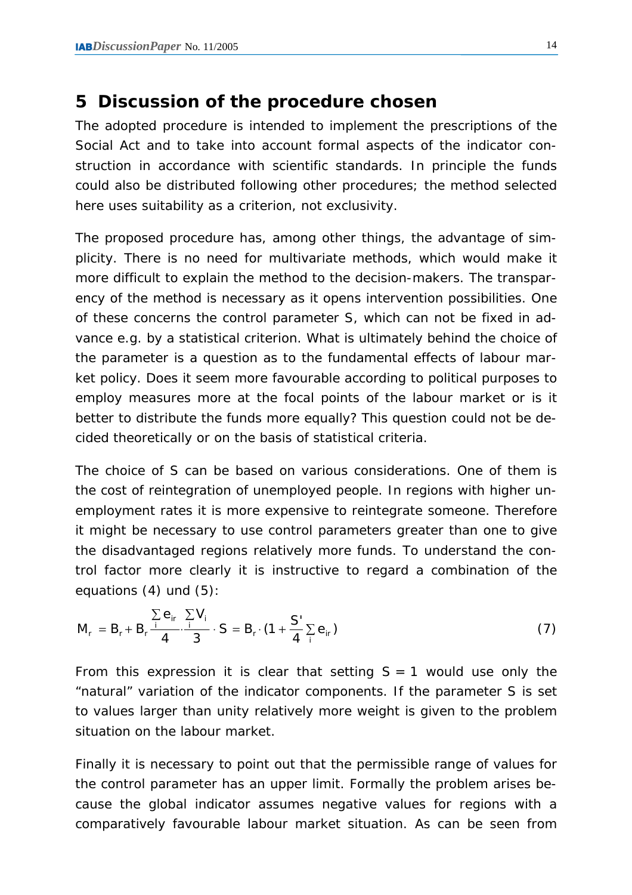## 5 Discussion of the procedure chosen

The adopted procedure is intended to implement the prescriptions of the Social Act and to take into account formal aspects of the indicator construction in accordance with scientific standards. In principle the funds could also be distributed following other procedures; the method selected here uses suitability as a criterion, not exclusivity.

The proposed procedure has, among other things, the advantage of simplicity. There is no need for multivariate methods, which would make it more difficult to explain the method to the decision-makers. The transparency of the method is necessary as it opens intervention possibilities. One of these concerns the control parameter S, which can not be fixed in advance e.g. by a statistical criterion. What is ultimately behind the choice of the parameter is a question as to the fundamental effects of labour market policy. Does it seem more favourable according to political purposes to employ measures more at the focal points of the labour market or is it better to distribute the funds more equally? This question could not be decided theoretically or on the basis of statistical criteria.

The choice of S can be based on various considerations. One of them is the cost of reintegration of unemployed people. In regions with higher unemployment rates it is more expensive to reintegrate someone. Therefore it might be necessary to use control parameters greater than one to give the disadvantaged regions relatively more funds. To understand the control factor more clearly it is instructive to regard a combination of the equations (4) und (5):

$$M_r = B_r + B_r \frac{\sum_i e_{ir}}{4} \cdot \frac{\sum_i V_i}{3} \cdot S = B_r \cdot (1 + \frac{S'}{4} \sum_i e_{ir}) \tag{7}$$

From this expression it is clear that setting $S = 1$ would use only the “natural” variation of the indicator components. If the parameter S is set to values larger than unity relatively more weight is given to the problem situation on the labour market.

Finally it is necessary to point out that the permissible range of values for the control parameter has an upper limit. Formally the problem arises because the global indicator assumes negative values for regions with a comparatively favourable labour market situation. As can be seen from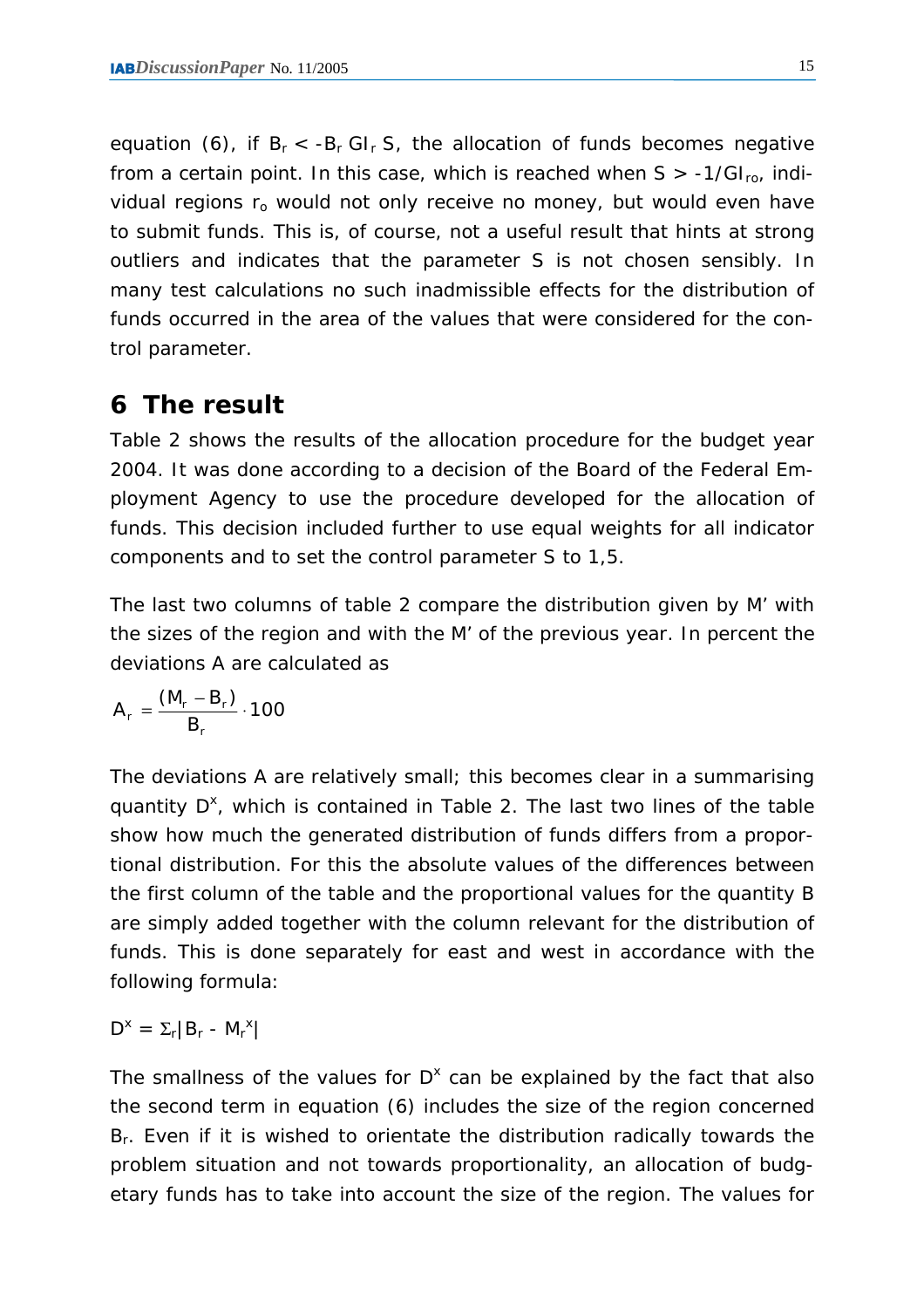equation (6), if $B_r < -B_r\, GI_r\, S$, the allocation of funds becomes negative from a certain point. In this case, which is reached when $S > -1/GI_{ro}$, individual regions $r_o$ would not only receive no money, but would even have to submit funds. This is, of course, not a useful result that hints at strong outliers and indicates that the parameter S is not chosen sensibly. In many test calculations no such inadmissible effects for the distribution of funds occurred in the area of the values that were considered for the control parameter.

## 6 The result

Table 2 shows the results of the allocation procedure for the budget year 2004. It was done according to a decision of the Board of the Federal Employment Agency to use the procedure developed for the allocation of funds. This decision included further to use equal weights for all indicator components and to set the control parameter S to 1,5.

The last two columns of table 2 compare the distribution given by M' with the sizes of the region and with the M' of the previous year. In percent the deviations A are calculated as

$$A_r = \frac{(M_r - B_r)}{B_r} \cdot 100$$

The deviations A are relatively small; this becomes clear in a summarising quantity $D^x$, which is contained in Table 2. The last two lines of the table show how much the generated distribution of funds differs from a proportional distribution. For this the absolute values of the differences between the first column of the table and the proportional values for the quantity B are simply added together with the column relevant for the distribution of funds. This is done separately for east and west in accordance with the following formula:

$$D^x = \Sigma_r |B_r - M_r^x|$$

The smallness of the values for $D^x$ can be explained by the fact that also the second term in equation (6) includes the size of the region concerned $B_r$. Even if it is wished to orientate the distribution radically towards the problem situation and not towards proportionality, an allocation of budgetary funds has to take into account the size of the region. The values for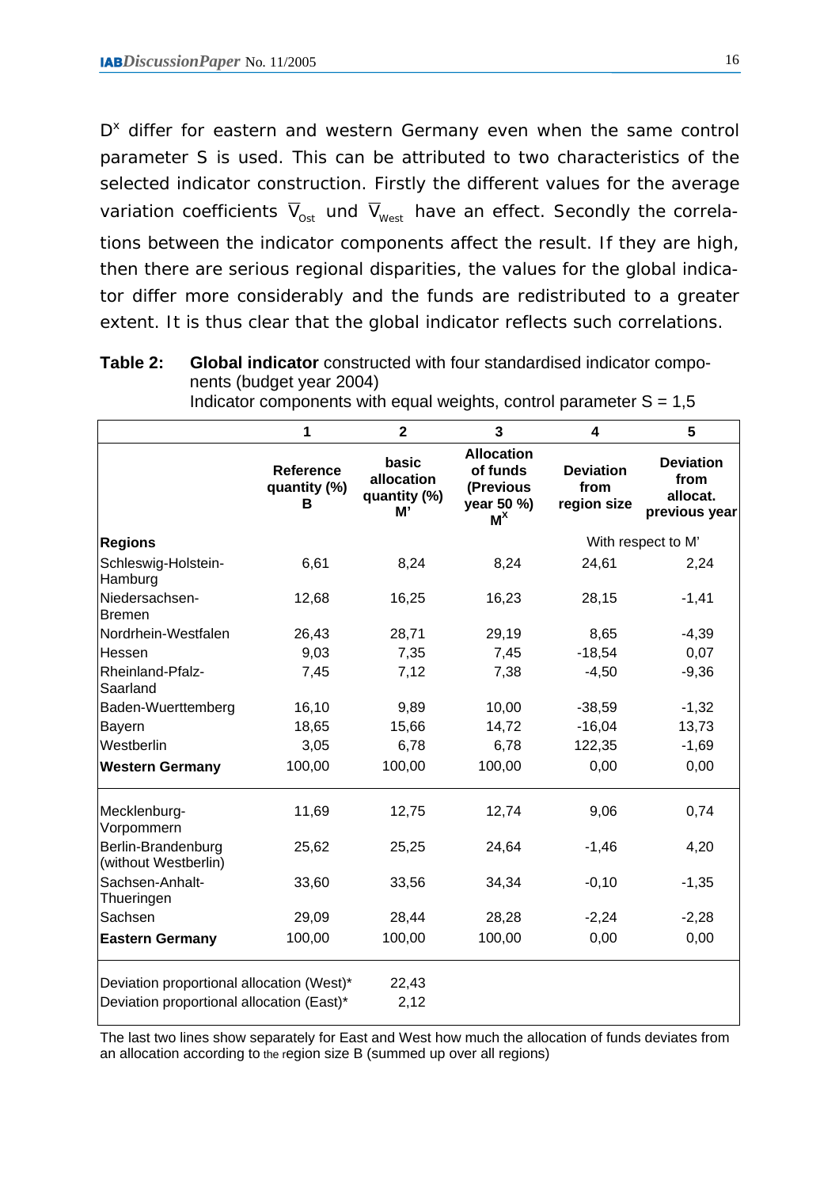$D^x$ differ for eastern and western Germany even when the same control parameter S is used. This can be attributed to two characteristics of the selected indicator construction. Firstly the different values for the average variation coefficients $\overline{V}_{Ost}$ und $\overline{V}_{West}$ have an effect. Secondly the correlations between the indicator components affect the result. If they are high, then there are serious regional disparities, the values for the global indicator differ more considerably and the funds are redistributed to a greater extent. It is thus clear that the global indicator reflects such correlations.

**Table 2: Global indicator** constructed with four standardised indicator components (budget year 2004)
Indicator components with equal weights, control parameter S = 1,5

| | 1 | 2 | 3 | 4 | 5 |
|---|---|---|---|---|---|
| | **Reference quantity (%) B** | **basic allocation quantity (%) M'** | **Allocation of funds (Previous year 50 %) $M^x$** | **Deviation from region size** | **Deviation from allocat. previous year** |
| **Regions** | | | | With respect to M' | |
| Schleswig-Holstein-Hamburg | 6,61 | 8,24 | 8,24 | 24,61 | 2,24 |
| Niedersachsen-Bremen | 12,68 | 16,25 | 16,23 | 28,15 | -1,41 |
| Nordrhein-Westfalen | 26,43 | 28,71 | 29,19 | 8,65 | -4,39 |
| Hessen | 9,03 | 7,35 | 7,45 | -18,54 | 0,07 |
| Rheinland-Pfalz-Saarland | 7,45 | 7,12 | 7,38 | -4,50 | -9,36 |
| Baden-Wuerttemberg | 16,10 | 9,89 | 10,00 | -38,59 | -1,32 |
| Bayern | 18,65 | 15,66 | 14,72 | -16,04 | 13,73 |
| Westberlin | 3,05 | 6,78 | 6,78 | 122,35 | -1,69 |
| **Western Germany** | 100,00 | 100,00 | 100,00 | 0,00 | 0,00 |
| Mecklenburg-Vorpommern | 11,69 | 12,75 | 12,74 | 9,06 | 0,74 |
| Berlin-Brandenburg (without Westberlin) | 25,62 | 25,25 | 24,64 | -1,46 | 4,20 |
| Sachsen-Anhalt-Thueringen | 33,60 | 33,56 | 34,34 | -0,10 | -1,35 |
| Sachsen | 29,09 | 28,44 | 28,28 | -2,24 | -2,28 |
| **Eastern Germany** | 100,00 | 100,00 | 100,00 | 0,00 | 0,00 |
| Deviation proportional allocation (West)* | | 22,43 | | | |
| Deviation proportional allocation (East)* | | 2,12 | | | |

The last two lines show separately for East and West how much the allocation of funds deviates from an allocation according to the region size B (summed up over all regions)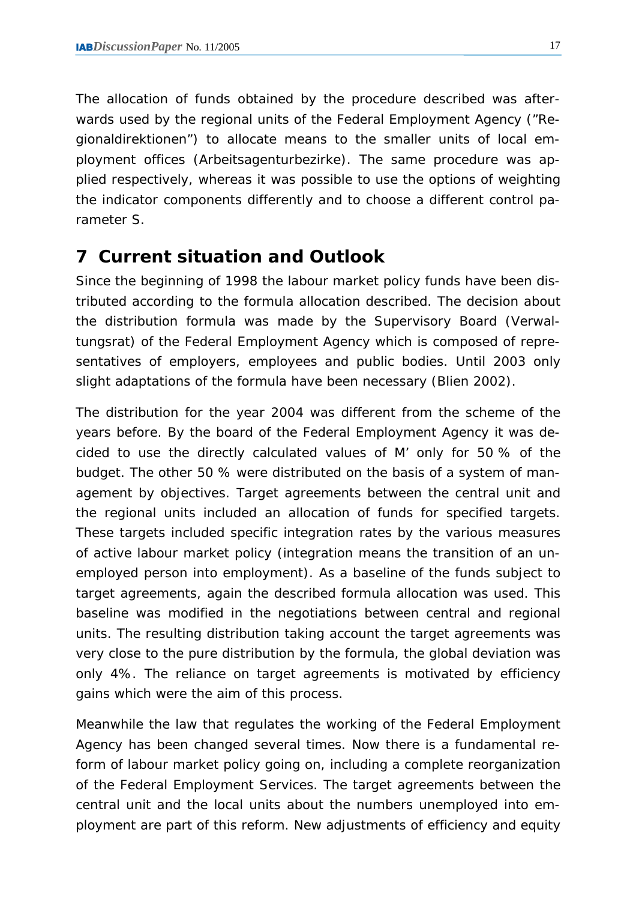The allocation of funds obtained by the procedure described was afterwards used by the regional units of the Federal Employment Agency ("Regionaldirektionen") to allocate means to the smaller units of local employment offices (Arbeitsagenturbezirke). The same procedure was applied respectively, whereas it was possible to use the options of weighting the indicator components differently and to choose a different control parameter S.

# 7 Current situation and Outlook

Since the beginning of 1998 the labour market policy funds have been distributed according to the formula allocation described. The decision about the distribution formula was made by the Supervisory Board (Verwaltungsrat) of the Federal Employment Agency which is composed of representatives of employers, employees and public bodies. Until 2003 only slight adaptations of the formula have been necessary (Blien 2002).

The distribution for the year 2004 was different from the scheme of the years before. By the board of the Federal Employment Agency it was decided to use the directly calculated values of M' only for 50 % of the budget. The other 50 % were distributed on the basis of a system of management by objectives. Target agreements between the central unit and the regional units included an allocation of funds for specified targets. These targets included specific integration rates by the various measures of active labour market policy (integration means the transition of an unemployed person into employment). As a baseline of the funds subject to target agreements, again the described formula allocation was used. This baseline was modified in the negotiations between central and regional units. The resulting distribution taking account the target agreements was very close to the pure distribution by the formula, the global deviation was only 4%. The reliance on target agreements is motivated by efficiency gains which were the aim of this process.

Meanwhile the law that regulates the working of the Federal Employment Agency has been changed several times. Now there is a fundamental reform of labour market policy going on, including a complete reorganization of the Federal Employment Services. The target agreements between the central unit and the local units about the numbers unemployed into employment are part of this reform. New adjustments of efficiency and equity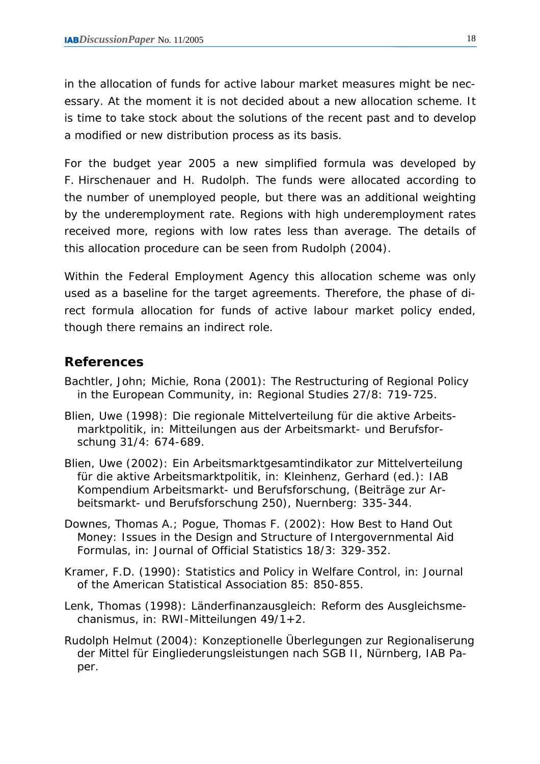in the allocation of funds for active labour market measures might be necessary. At the moment it is not decided about a new allocation scheme. It is time to take stock about the solutions of the recent past and to develop a modified or new distribution process as its basis.

For the budget year 2005 a new simplified formula was developed by F. Hirschenauer and H. Rudolph. The funds were allocated according to the number of unemployed people, but there was an additional weighting by the underemployment rate. Regions with high underemployment rates received more, regions with low rates less than average. The details of this allocation procedure can be seen from Rudolph (2004).

Within the Federal Employment Agency this allocation scheme was only used as a baseline for the target agreements. Therefore, the phase of direct formula allocation for funds of active labour market policy ended, though there remains an indirect role.

## References

Bachtler, John; Michie, Rona (2001): The Restructuring of Regional Policy in the European Community, in: Regional Studies 27/8: 719-725.

Blien, Uwe (1998): Die regionale Mittelverteilung für die aktive Arbeitsmarktpolitik, in: Mitteilungen aus der Arbeitsmarkt- und Berufsforschung 31/4: 674-689.

Blien, Uwe (2002): Ein Arbeitsmarktgesamtindikator zur Mittelverteilung für die aktive Arbeitsmarktpolitik, in: Kleinhenz, Gerhard (ed.): IAB Kompendium Arbeitsmarkt- und Berufsforschung, (Beiträge zur Arbeitsmarkt- und Berufsforschung 250), Nuernberg: 335-344.

Downes, Thomas A.; Pogue, Thomas F. (2002): How Best to Hand Out Money: Issues in the Design and Structure of Intergovernmental Aid Formulas, in: Journal of Official Statistics 18/3: 329-352.

Kramer, F.D. (1990): Statistics and Policy in Welfare Control, in: Journal of the American Statistical Association 85: 850-855.

Lenk, Thomas (1998): Länderfinanzausgleich: Reform des Ausgleichsmechanismus, in: RWI-Mitteilungen 49/1+2.

Rudolph Helmut (2004): Konzeptionelle Überlegungen zur Regionaliserung der Mittel für Eingliederungsleistungen nach SGB II, Nürnberg, IAB Paper.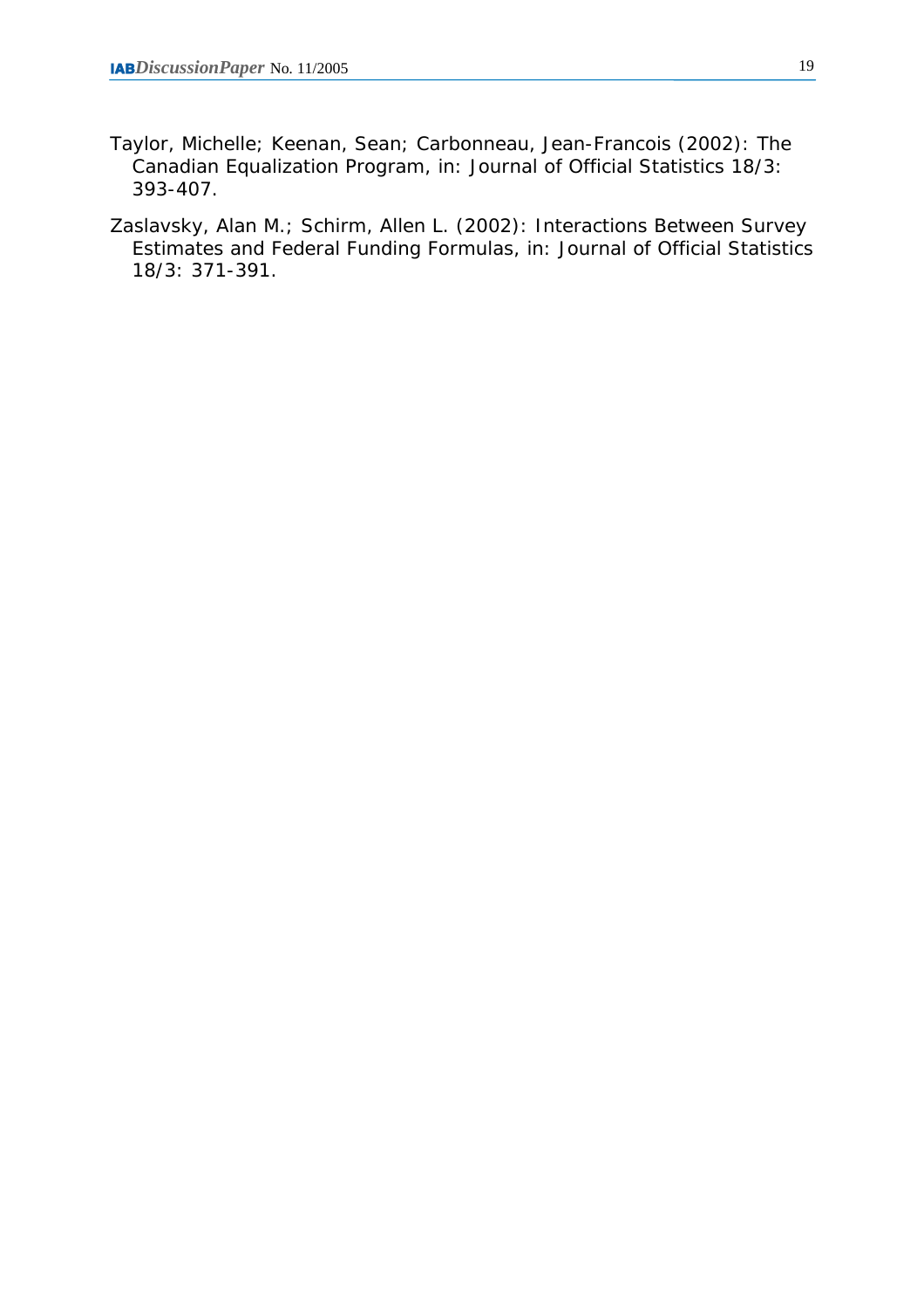Taylor, Michelle; Keenan, Sean; Carbonneau, Jean-Francois (2002): The Canadian Equalization Program, in: Journal of Official Statistics 18/3: 393-407.

Zaslavsky, Alan M.; Schirm, Allen L. (2002): Interactions Between Survey Estimates and Federal Funding Formulas, in: Journal of Official Statistics 18/3: 371-391.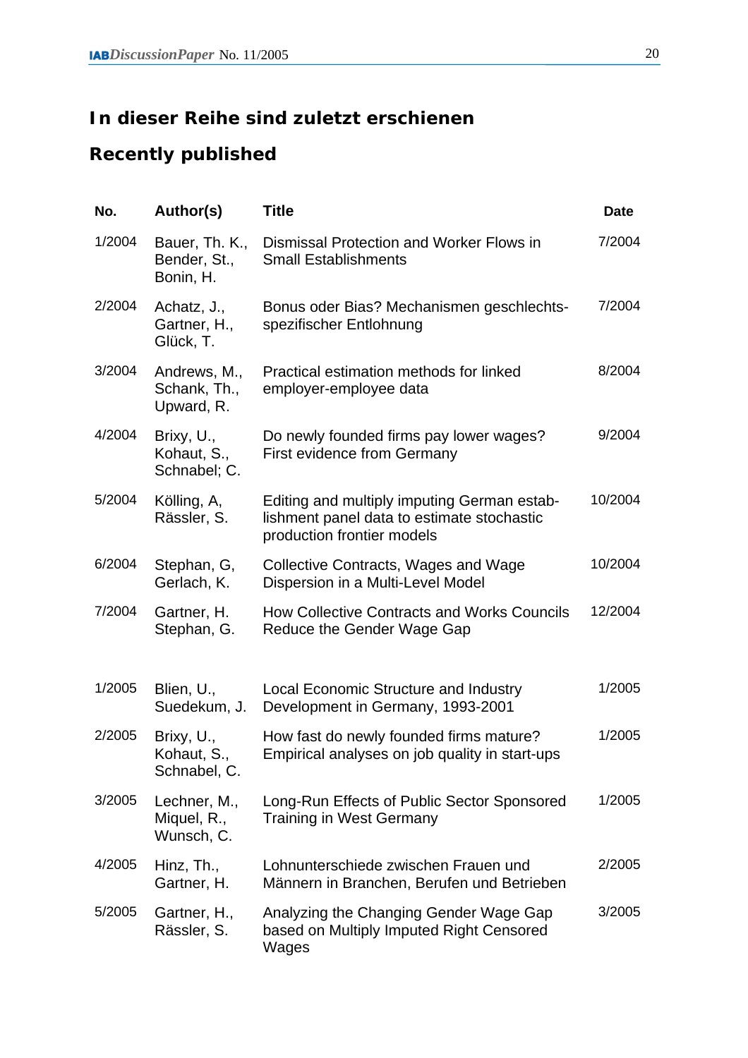## In dieser Reihe sind zuletzt erschienen

## Recently published

| No. | Author(s) | Title | Date |
|---|---|---|---|
| 1/2004 | Bauer, Th. K., Bender, St., Bonin, H. | Dismissal Protection and Worker Flows in Small Establishments | 7/2004 |
| 2/2004 | Achatz, J., Gartner, H., Glück, T. | Bonus oder Bias? Mechanismen geschlechts-spezifischer Entlohnung | 7/2004 |
| 3/2004 | Andrews, M., Schank, Th., Upward, R. | Practical estimation methods for linked employer-employee data | 8/2004 |
| 4/2004 | Brixy, U., Kohaut, S., Schnabel; C. | Do newly founded firms pay lower wages? First evidence from Germany | 9/2004 |
| 5/2004 | Kölling, A, Rässler, S. | Editing and multiply imputing German establishment panel data to estimate stochastic production frontier models | 10/2004 |
| 6/2004 | Stephan, G, Gerlach, K. | Collective Contracts, Wages and Wage Dispersion in a Multi-Level Model | 10/2004 |
| 7/2004 | Gartner, H. Stephan, G. | How Collective Contracts and Works Councils Reduce the Gender Wage Gap | 12/2004 |
| 1/2005 | Blien, U., Suedekum, J. | Local Economic Structure and Industry Development in Germany, 1993-2001 | 1/2005 |
| 2/2005 | Brixy, U., Kohaut, S., Schnabel, C. | How fast do newly founded firms mature? Empirical analyses on job quality in start-ups | 1/2005 |
| 3/2005 | Lechner, M., Miquel, R., Wunsch, C. | Long-Run Effects of Public Sector Sponsored Training in West Germany | 1/2005 |
| 4/2005 | Hinz, Th., Gartner, H. | Lohnunterschiede zwischen Frauen und Männern in Branchen, Berufen und Betrieben | 2/2005 |
| 5/2005 | Gartner, H., Rässler, S. | Analyzing the Changing Gender Wage Gap based on Multiply Imputed Right Censored Wages | 3/2005 |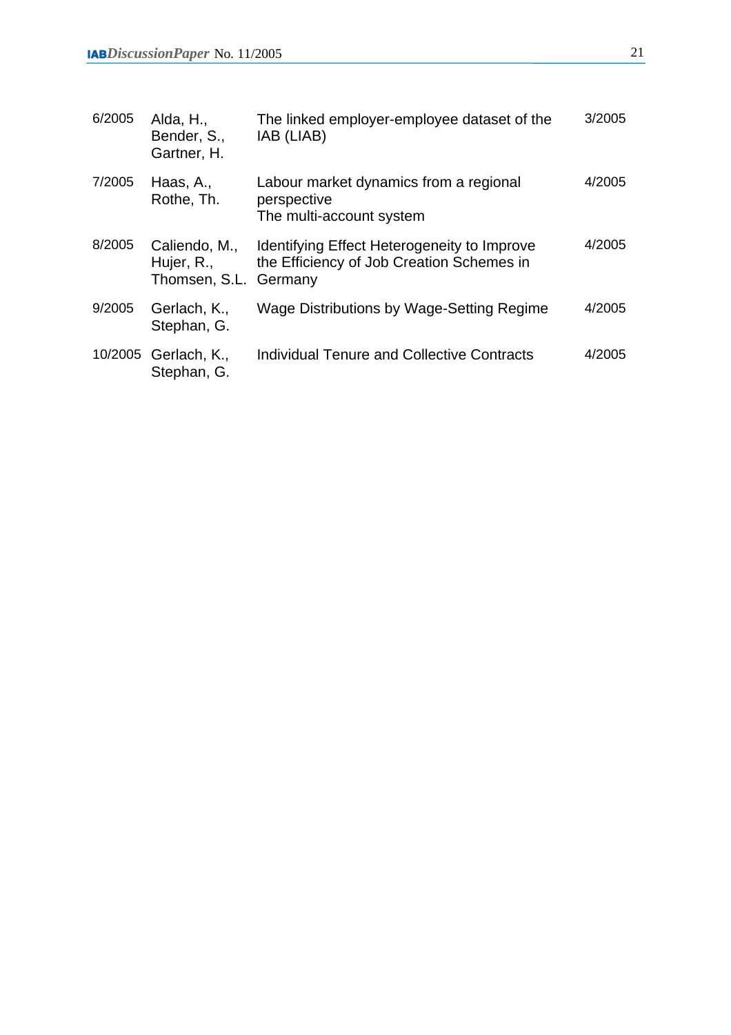| | | | |
|---|---|---|---|
| 6/2005 | Alda, H., Bender, S., Gartner, H. | The linked employer-employee dataset of the IAB (LIAB) | 3/2005 |
| 7/2005 | Haas, A., Rothe, Th. | Labour market dynamics from a regional perspective The multi-account system | 4/2005 |
| 8/2005 | Caliendo, M., Hujer, R., Thomsen, S.L. | Identifying Effect Heterogeneity to Improve the Efficiency of Job Creation Schemes in Germany | 4/2005 |
| 9/2005 | Gerlach, K., Stephan, G. | Wage Distributions by Wage-Setting Regime | 4/2005 |
| 10/2005 | Gerlach, K., Stephan, G. | Individual Tenure and Collective Contracts | 4/2005 |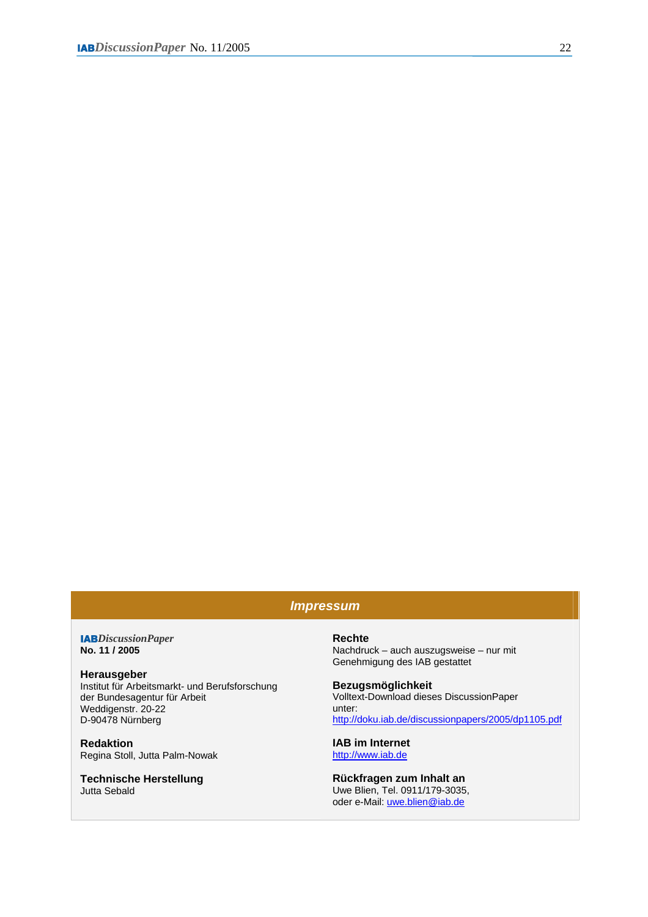# Impressum

*IABDiscussionPaper*
**No. 11 / 2005**

**Herausgeber**
Institut für Arbeitsmarkt- und Berufsforschung
der Bundesagentur für Arbeit
Weddigenstr. 20-22
D-90478 Nürnberg

**Redaktion**
Regina Stoll, Jutta Palm-Nowak

**Technische Herstellung**
Jutta Sebald

**Rechte**
Nachdruck – auch auszugsweise – nur mit
Genehmigung des IAB gestattet

**Bezugsmöglichkeit**
Volltext-Download dieses DiscussionPaper
unter:
http://doku.iab.de/discussionpapers/2005/dp1105.pdf

**IAB im Internet**
http://www.iab.de

**Rückfragen zum Inhalt an**
Uwe Blien, Tel. 0911/179-3035,
oder e-Mail: uwe.blien@iab.de